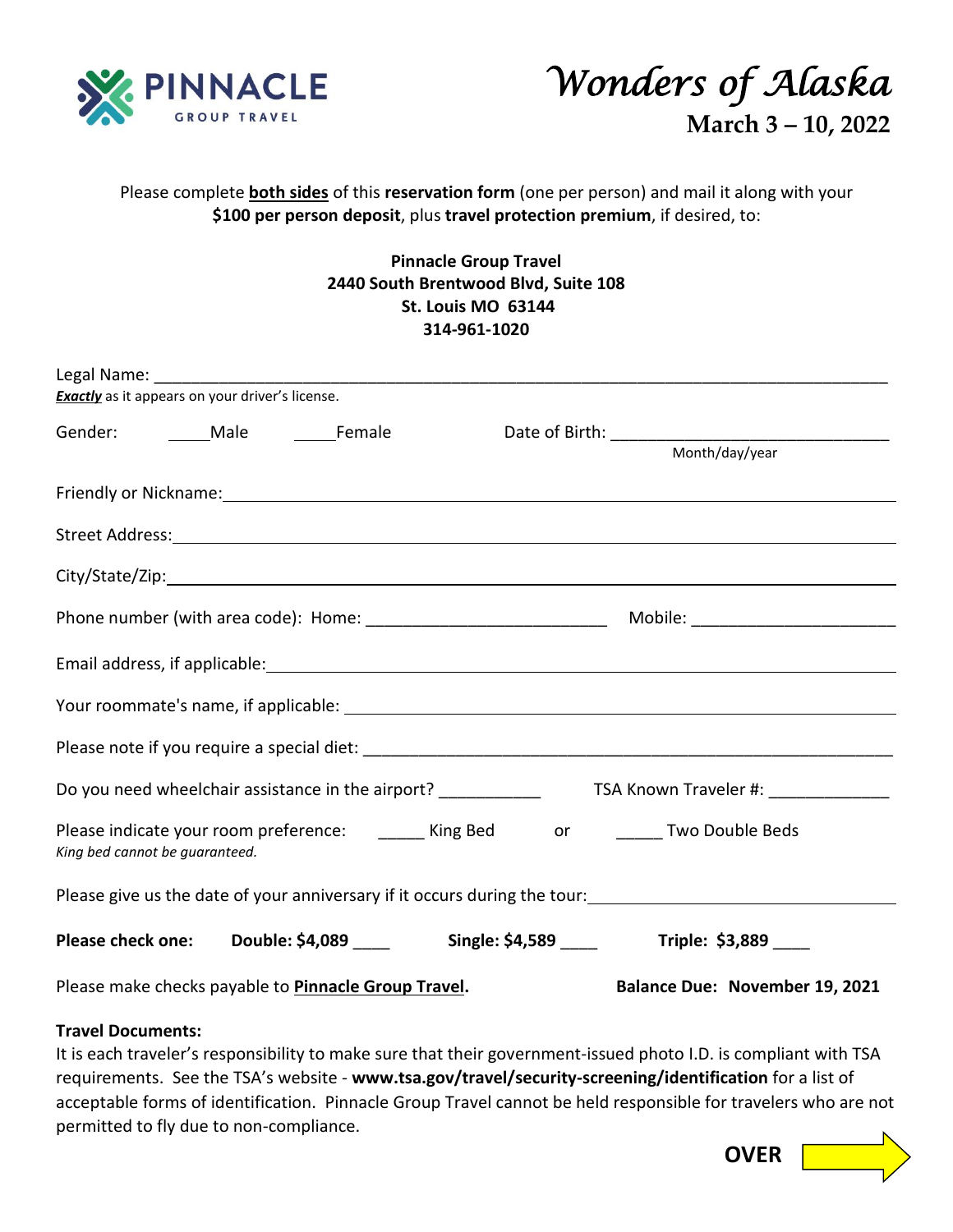PINNACLE GROUP TRAVEL

# *Wonders of Alaska*

## March 3 – 10, 2022

Please complete **both sides** of this **reservation form** (one per person) and mail it along with your **$100 per person deposit**, plus **travel protection premium**, if desired, to:

**Pinnacle Group Travel**
**2440 South Brentwood Blvd, Suite 108**
**St. Louis MO 63144**
**314-961-1020**

Legal Name: ___________________________________________________________________________
***Exactly*** as it appears on your driver's license.

Gender: _____Male _____Female Date of Birth: ______________________________
Month/day/year

Friendly or Nickname: ___________________________________________________________________

Street Address: ________________________________________________________________________

City/State/Zip: ________________________________________________________________________

Phone number (with area code): Home: _________________________ Mobile: _____________________

Email address, if applicable: ____________________________________________________________

Your roommate's name, if applicable: _____________________________________________________

Please note if you require a special diet: _________________________________________________

Do you need wheelchair assistance in the airport? ___________ TSA Known Traveler #: _____________

Please indicate your room preference: _____ King Bed or _____ Two Double Beds
*King bed cannot be guaranteed.*

Please give us the date of your anniversary if it occurs during the tour: ___________________________

**Please check one:** **Double: $4,089** ____ **Single: $4,589** ____ **Triple: $3,889** ____

Please make checks payable to **Pinnacle Group Travel**. **Balance Due: November 19, 2021**

**Travel Documents:**
It is each traveler's responsibility to make sure that their government-issued photo I.D. is compliant with TSA requirements. See the TSA's website - **www.tsa.gov/travel/security-screening/identification** for a list of acceptable forms of identification. Pinnacle Group Travel cannot be held responsible for travelers who are not permitted to fly due to non-compliance.

**OVER**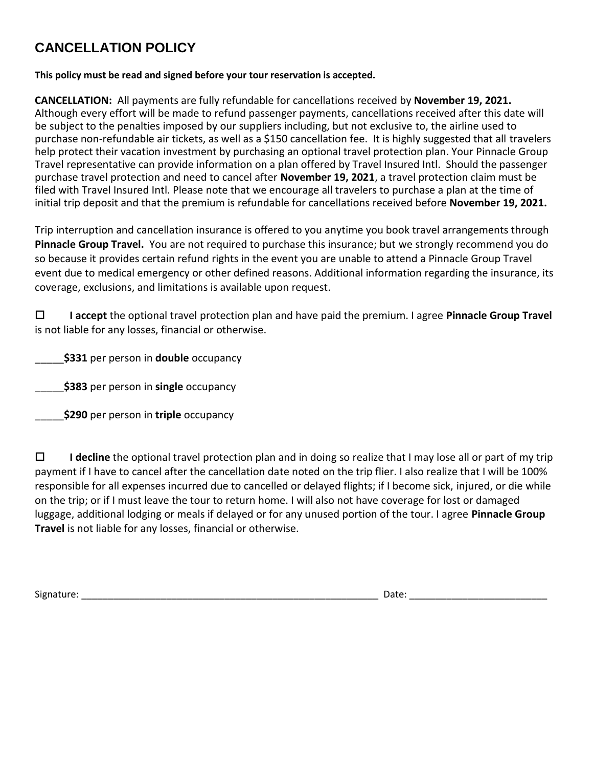# CANCELLATION POLICY

**This policy must be read and signed before your tour reservation is accepted.**

**CANCELLATION:** All payments are fully refundable for cancellations received by **November 19, 2021.** Although every effort will be made to refund passenger payments, cancellations received after this date will be subject to the penalties imposed by our suppliers including, but not exclusive to, the airline used to purchase non-refundable air tickets, as well as a $150 cancellation fee. It is highly suggested that all travelers help protect their vacation investment by purchasing an optional travel protection plan. Your Pinnacle Group Travel representative can provide information on a plan offered by Travel Insured Intl. Should the passenger purchase travel protection and need to cancel after **November 19, 2021**, a travel protection claim must be filed with Travel Insured Intl. Please note that we encourage all travelers to purchase a plan at the time of initial trip deposit and that the premium is refundable for cancellations received before **November 19, 2021.**

Trip interruption and cancellation insurance is offered to you anytime you book travel arrangements through **Pinnacle Group Travel.** You are not required to purchase this insurance; but we strongly recommend you do so because it provides certain refund rights in the event you are unable to attend a Pinnacle Group Travel event due to medical emergency or other defined reasons. Additional information regarding the insurance, its coverage, exclusions, and limitations is available upon request.

☐ **I accept** the optional travel protection plan and have paid the premium. I agree **Pinnacle Group Travel** is not liable for any losses, financial or otherwise.

_____**$331** per person in **double** occupancy

_____**$383** per person in **single** occupancy

_____**$290** per person in **triple** occupancy

☐ **I decline** the optional travel protection plan and in doing so realize that I may lose all or part of my trip payment if I have to cancel after the cancellation date noted on the trip flier. I also realize that I will be 100% responsible for all expenses incurred due to cancelled or delayed flights; if I become sick, injured, or die while on the trip; or if I must leave the tour to return home. I will also not have coverage for lost or damaged luggage, additional lodging or meals if delayed or for any unused portion of the tour. I agree **Pinnacle Group Travel** is not liable for any losses, financial or otherwise.

Signature: ________________________________________________________ Date: _________________________